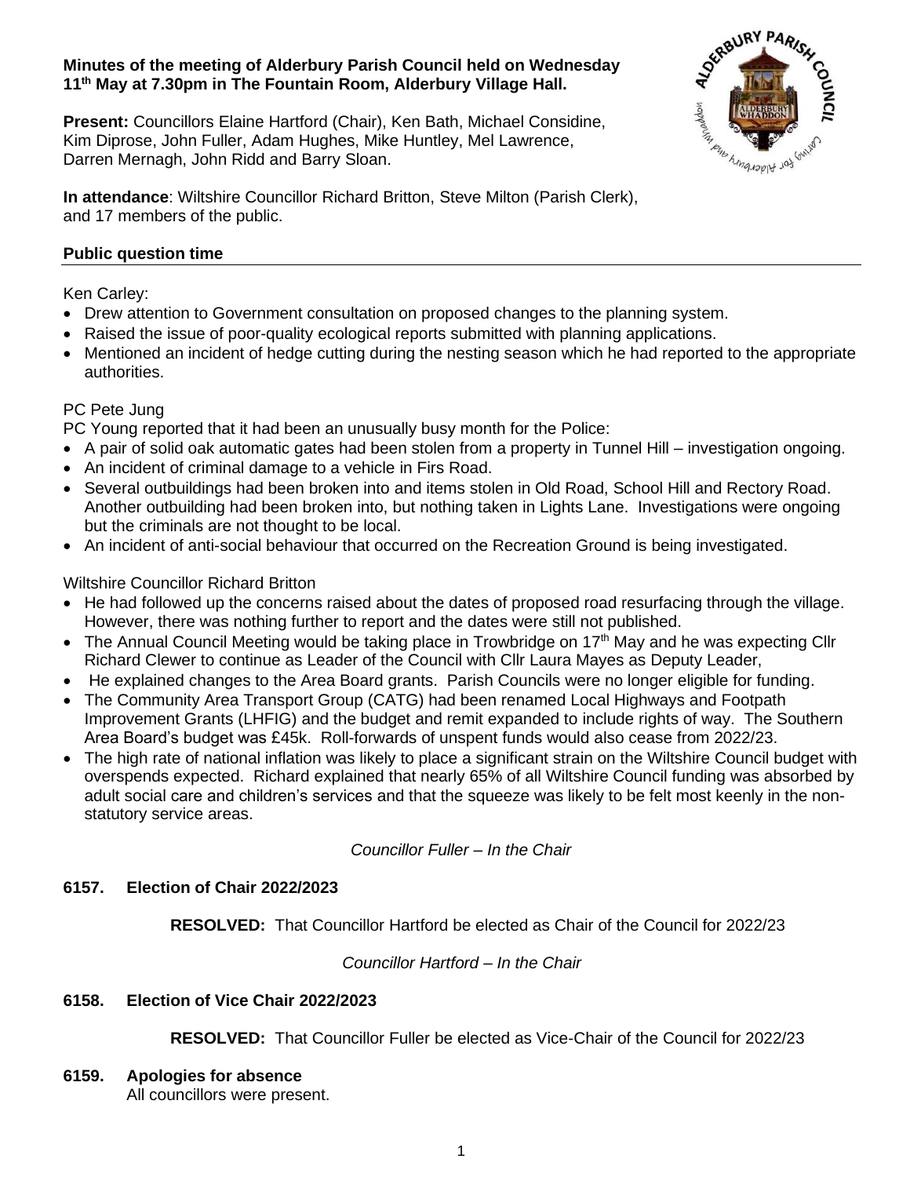**Minutes of the meeting of Alderbury Parish Council held on Wednesday 11th May at 7.30pm in The Fountain Room, Alderbury Village Hall.**

**Present:** Councillors Elaine Hartford (Chair), Ken Bath, Michael Considine, Kim Diprose, John Fuller, Adam Hughes, Mike Huntley, Mel Lawrence, Darren Mernagh, John Ridd and Barry Sloan.

**In attendance**: Wiltshire Councillor Richard Britton, Steve Milton (Parish Clerk), and 17 members of the public.

## Public question time

Ken Carley:

- Drew attention to Government consultation on proposed changes to the planning system.
- Raised the issue of poor-quality ecological reports submitted with planning applications.
- Mentioned an incident of hedge cutting during the nesting season which he had reported to the appropriate authorities.

PC Pete Jung

PC Young reported that it had been an unusually busy month for the Police:

- A pair of solid oak automatic gates had been stolen from a property in Tunnel Hill – investigation ongoing.
- An incident of criminal damage to a vehicle in Firs Road.
- Several outbuildings had been broken into and items stolen in Old Road, School Hill and Rectory Road. Another outbuilding had been broken into, but nothing taken in Lights Lane. Investigations were ongoing but the criminals are not thought to be local.
- An incident of anti-social behaviour that occurred on the Recreation Ground is being investigated.

Wiltshire Councillor Richard Britton

- He had followed up the concerns raised about the dates of proposed road resurfacing through the village. However, there was nothing further to report and the dates were still not published.
- The Annual Council Meeting would be taking place in Trowbridge on 17th May and he was expecting Cllr Richard Clewer to continue as Leader of the Council with Cllr Laura Mayes as Deputy Leader,
- He explained changes to the Area Board grants. Parish Councils were no longer eligible for funding.
- The Community Area Transport Group (CATG) had been renamed Local Highways and Footpath Improvement Grants (LHFIG) and the budget and remit expanded to include rights of way. The Southern Area Board's budget was £45k. Roll-forwards of unspent funds would also cease from 2022/23.
- The high rate of national inflation was likely to place a significant strain on the Wiltshire Council budget with overspends expected. Richard explained that nearly 65% of all Wiltshire Council funding was absorbed by adult social care and children's services and that the squeeze was likely to be felt most keenly in the non-statutory service areas.

*Councillor Fuller – In the Chair*

### 6157. Election of Chair 2022/2023

**RESOLVED:** That Councillor Hartford be elected as Chair of the Council for 2022/23

*Councillor Hartford – In the Chair*

### 6158. Election of Vice Chair 2022/2023

**RESOLVED:** That Councillor Fuller be elected as Vice-Chair of the Council for 2022/23

### 6159. Apologies for absence

All councillors were present.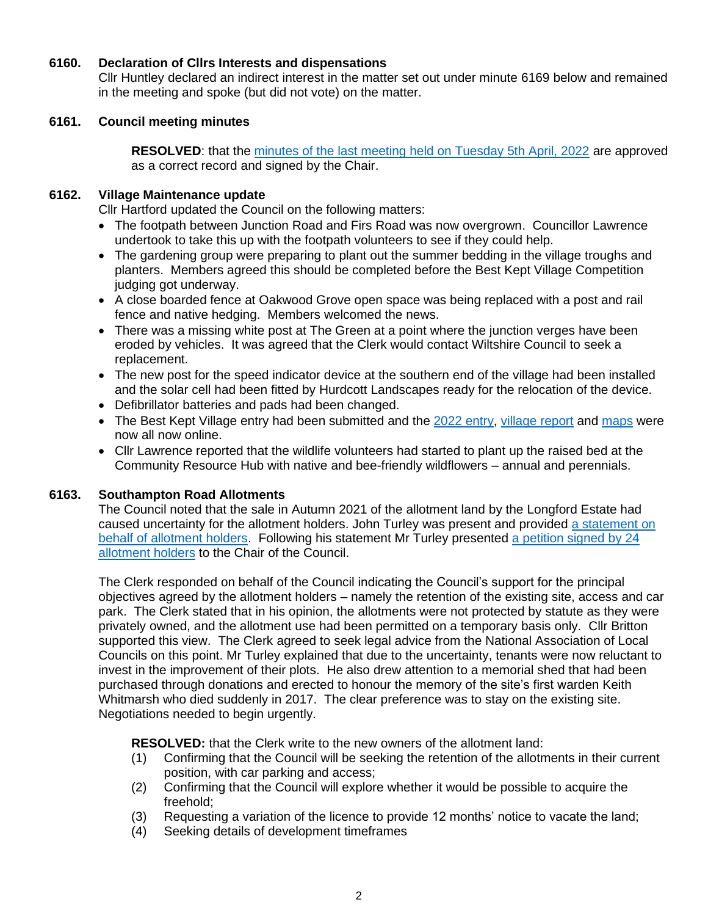### 6160. Declaration of Cllrs Interests and dispensations

Cllr Huntley declared an indirect interest in the matter set out under minute 6169 below and remained in the meeting and spoke (but did not vote) on the matter.

### 6161. Council meeting minutes

**RESOLVED**: that the minutes of the last meeting held on Tuesday 5th April, 2022 are approved as a correct record and signed by the Chair.

### 6162. Village Maintenance update

Cllr Hartford updated the Council on the following matters:

- The footpath between Junction Road and Firs Road was now overgrown. Councillor Lawrence undertook to take this up with the footpath volunteers to see if they could help.
- The gardening group were preparing to plant out the summer bedding in the village troughs and planters. Members agreed this should be completed before the Best Kept Village Competition judging got underway.
- A close boarded fence at Oakwood Grove open space was being replaced with a post and rail fence and native hedging. Members welcomed the news.
- There was a missing white post at The Green at a point where the junction verges have been eroded by vehicles. It was agreed that the Clerk would contact Wiltshire Council to seek a replacement.
- The new post for the speed indicator device at the southern end of the village had been installed and the solar cell had been fitted by Hurdcott Landscapes ready for the relocation of the device.
- Defibrillator batteries and pads had been changed.
- The Best Kept Village entry had been submitted and the 2022 entry, village report and maps were now all now online.
- Cllr Lawrence reported that the wildlife volunteers had started to plant up the raised bed at the Community Resource Hub with native and bee-friendly wildflowers – annual and perennials.

### 6163. Southampton Road Allotments

The Council noted that the sale in Autumn 2021 of the allotment land by the Longford Estate had caused uncertainty for the allotment holders. John Turley was present and provided a statement on behalf of allotment holders. Following his statement Mr Turley presented a petition signed by 24 allotment holders to the Chair of the Council.

The Clerk responded on behalf of the Council indicating the Council's support for the principal objectives agreed by the allotment holders – namely the retention of the existing site, access and car park. The Clerk stated that in his opinion, the allotments were not protected by statute as they were privately owned, and the allotment use had been permitted on a temporary basis only. Cllr Britton supported this view. The Clerk agreed to seek legal advice from the National Association of Local Councils on this point. Mr Turley explained that due to the uncertainty, tenants were now reluctant to invest in the improvement of their plots. He also drew attention to a memorial shed that had been purchased through donations and erected to honour the memory of the site's first warden Keith Whitmarsh who died suddenly in 2017. The clear preference was to stay on the existing site. Negotiations needed to begin urgently.

**RESOLVED:** that the Clerk write to the new owners of the allotment land:

(1) Confirming that the Council will be seeking the retention of the allotments in their current position, with car parking and access;
(2) Confirming that the Council will explore whether it would be possible to acquire the freehold;
(3) Requesting a variation of the licence to provide 12 months' notice to vacate the land;
(4) Seeking details of development timeframes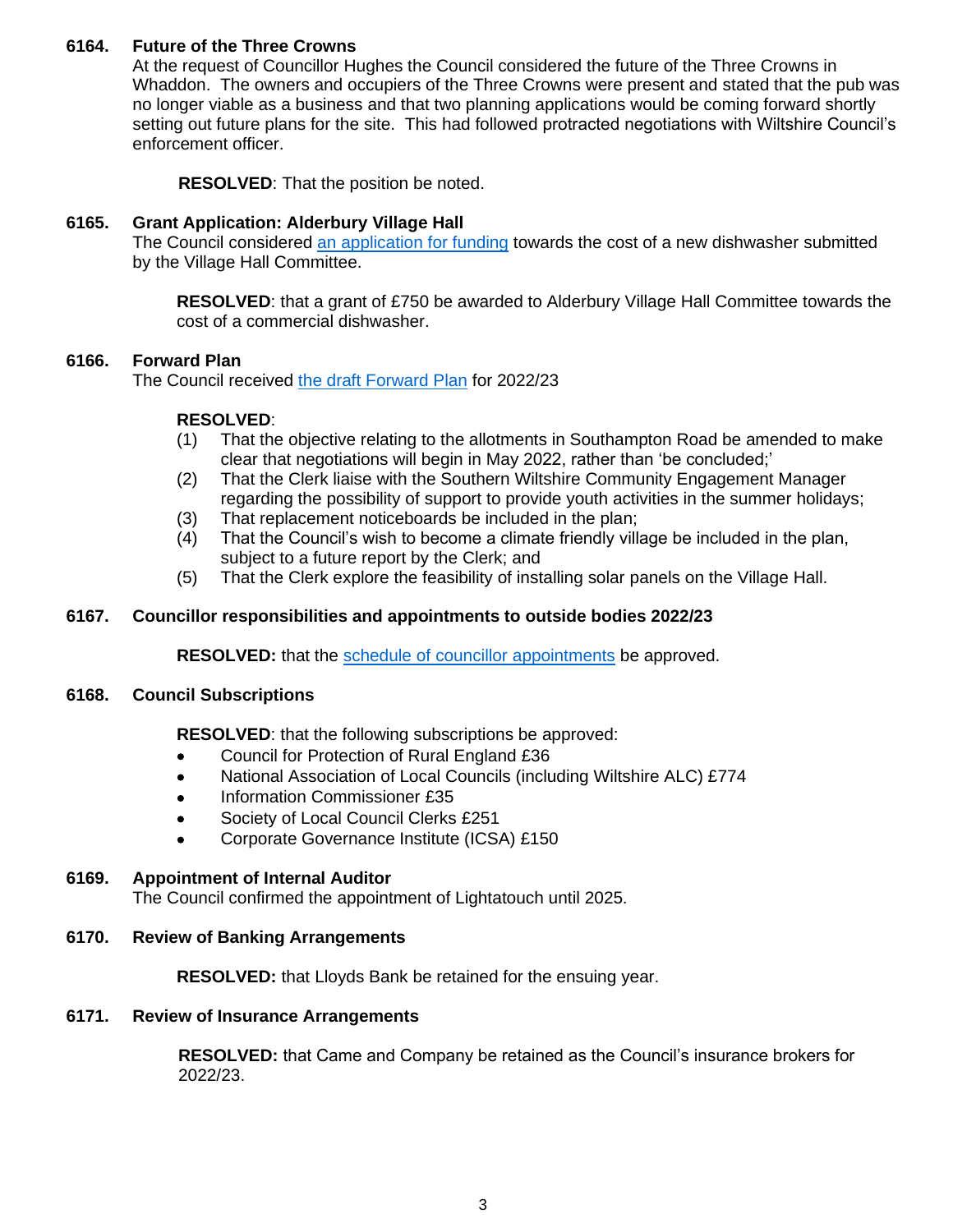### 6164. Future of the Three Crowns

At the request of Councillor Hughes the Council considered the future of the Three Crowns in Whaddon. The owners and occupiers of the Three Crowns were present and stated that the pub was no longer viable as a business and that two planning applications would be coming forward shortly setting out future plans for the site. This had followed protracted negotiations with Wiltshire Council's enforcement officer.

**RESOLVED**: That the position be noted.

### 6165. Grant Application: Alderbury Village Hall

The Council considered an application for funding towards the cost of a new dishwasher submitted by the Village Hall Committee.

**RESOLVED**: that a grant of £750 be awarded to Alderbury Village Hall Committee towards the cost of a commercial dishwasher.

### 6166. Forward Plan

The Council received the draft Forward Plan for 2022/23

**RESOLVED**:

(1) That the objective relating to the allotments in Southampton Road be amended to make clear that negotiations will begin in May 2022, rather than 'be concluded;'

(2) That the Clerk liaise with the Southern Wiltshire Community Engagement Manager regarding the possibility of support to provide youth activities in the summer holidays;

(3) That replacement noticeboards be included in the plan;

(4) That the Council's wish to become a climate friendly village be included in the plan, subject to a future report by the Clerk; and

(5) That the Clerk explore the feasibility of installing solar panels on the Village Hall.

### 6167. Councillor responsibilities and appointments to outside bodies 2022/23

**RESOLVED:** that the schedule of councillor appointments be approved.

### 6168. Council Subscriptions

**RESOLVED**: that the following subscriptions be approved:

- Council for Protection of Rural England £36
- National Association of Local Councils (including Wiltshire ALC) £774
- Information Commissioner £35
- Society of Local Council Clerks £251
- Corporate Governance Institute (ICSA) £150

### 6169. Appointment of Internal Auditor

The Council confirmed the appointment of Lightatouch until 2025.

### 6170. Review of Banking Arrangements

**RESOLVED:** that Lloyds Bank be retained for the ensuing year.

### 6171. Review of Insurance Arrangements

**RESOLVED:** that Came and Company be retained as the Council's insurance brokers for 2022/23.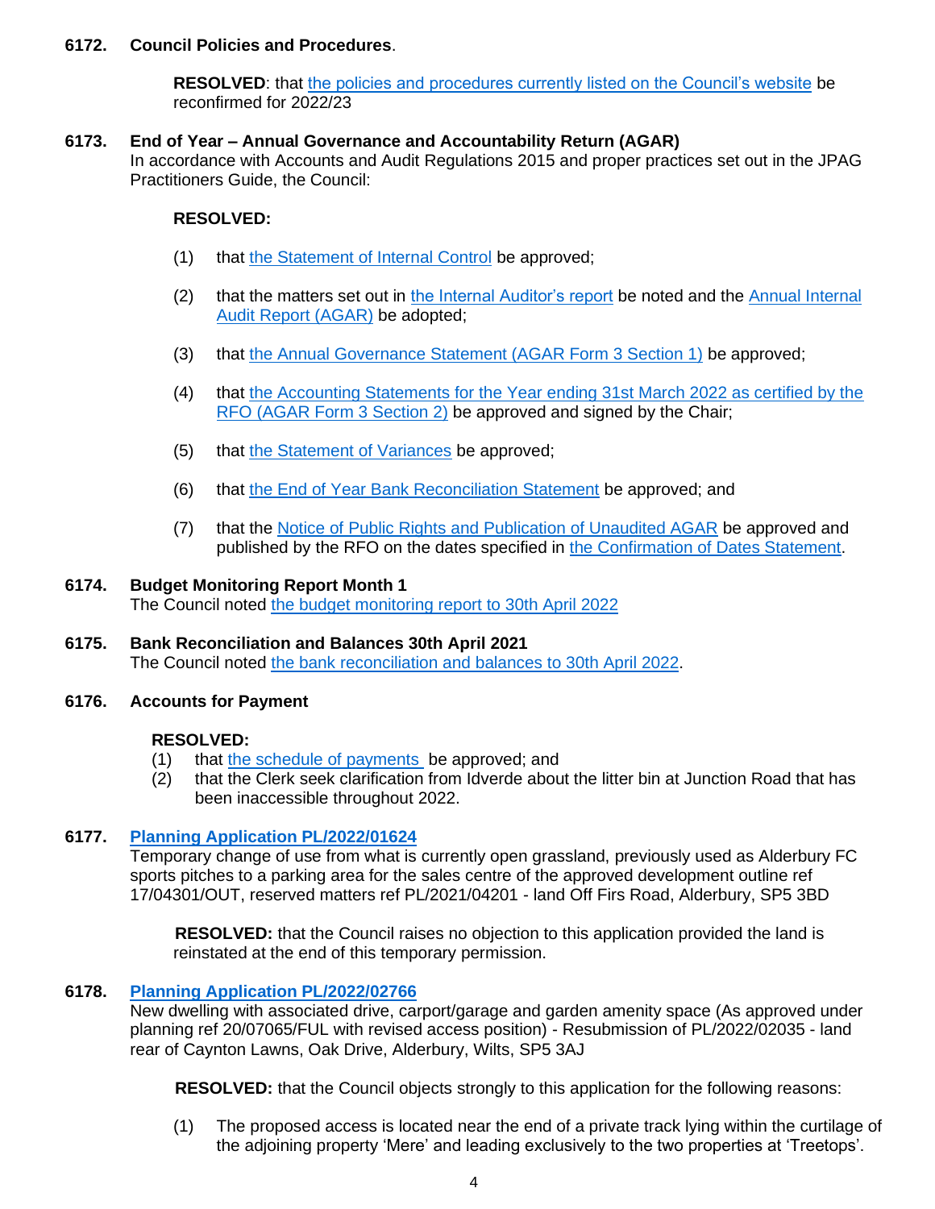**6172. Council Policies and Procedures**.

**RESOLVED**: that the policies and procedures currently listed on the Council's website be reconfirmed for 2022/23

**6173. End of Year – Annual Governance and Accountability Return (AGAR)**

In accordance with Accounts and Audit Regulations 2015 and proper practices set out in the JPAG Practitioners Guide, the Council:

**RESOLVED:**

(1) that the Statement of Internal Control be approved;

(2) that the matters set out in the Internal Auditor's report be noted and the Annual Internal Audit Report (AGAR) be adopted;

(3) that the Annual Governance Statement (AGAR Form 3 Section 1) be approved;

(4) that the Accounting Statements for the Year ending 31st March 2022 as certified by the RFO (AGAR Form 3 Section 2) be approved and signed by the Chair;

(5) that the Statement of Variances be approved;

(6) that the End of Year Bank Reconciliation Statement be approved; and

(7) that the Notice of Public Rights and Publication of Unaudited AGAR be approved and published by the RFO on the dates specified in the Confirmation of Dates Statement.

**6174. Budget Monitoring Report Month 1**

The Council noted the budget monitoring report to 30th April 2022

**6175. Bank Reconciliation and Balances 30th April 2021**

The Council noted the bank reconciliation and balances to 30th April 2022.

**6176. Accounts for Payment**

**RESOLVED:**

(1) that the schedule of payments be approved; and

(2) that the Clerk seek clarification from Idverde about the litter bin at Junction Road that has been inaccessible throughout 2022.

**6177. Planning Application PL/2022/01624**

Temporary change of use from what is currently open grassland, previously used as Alderbury FC sports pitches to a parking area for the sales centre of the approved development outline ref 17/04301/OUT, reserved matters ref PL/2021/04201 - land Off Firs Road, Alderbury, SP5 3BD

**RESOLVED:** that the Council raises no objection to this application provided the land is reinstated at the end of this temporary permission.

**6178. Planning Application PL/2022/02766**

New dwelling with associated drive, carport/garage and garden amenity space (As approved under planning ref 20/07065/FUL with revised access position) - Resubmission of PL/2022/02035 - land rear of Caynton Lawns, Oak Drive, Alderbury, Wilts, SP5 3AJ

**RESOLVED:** that the Council objects strongly to this application for the following reasons:

(1) The proposed access is located near the end of a private track lying within the curtilage of the adjoining property 'Mere' and leading exclusively to the two properties at 'Treetops'.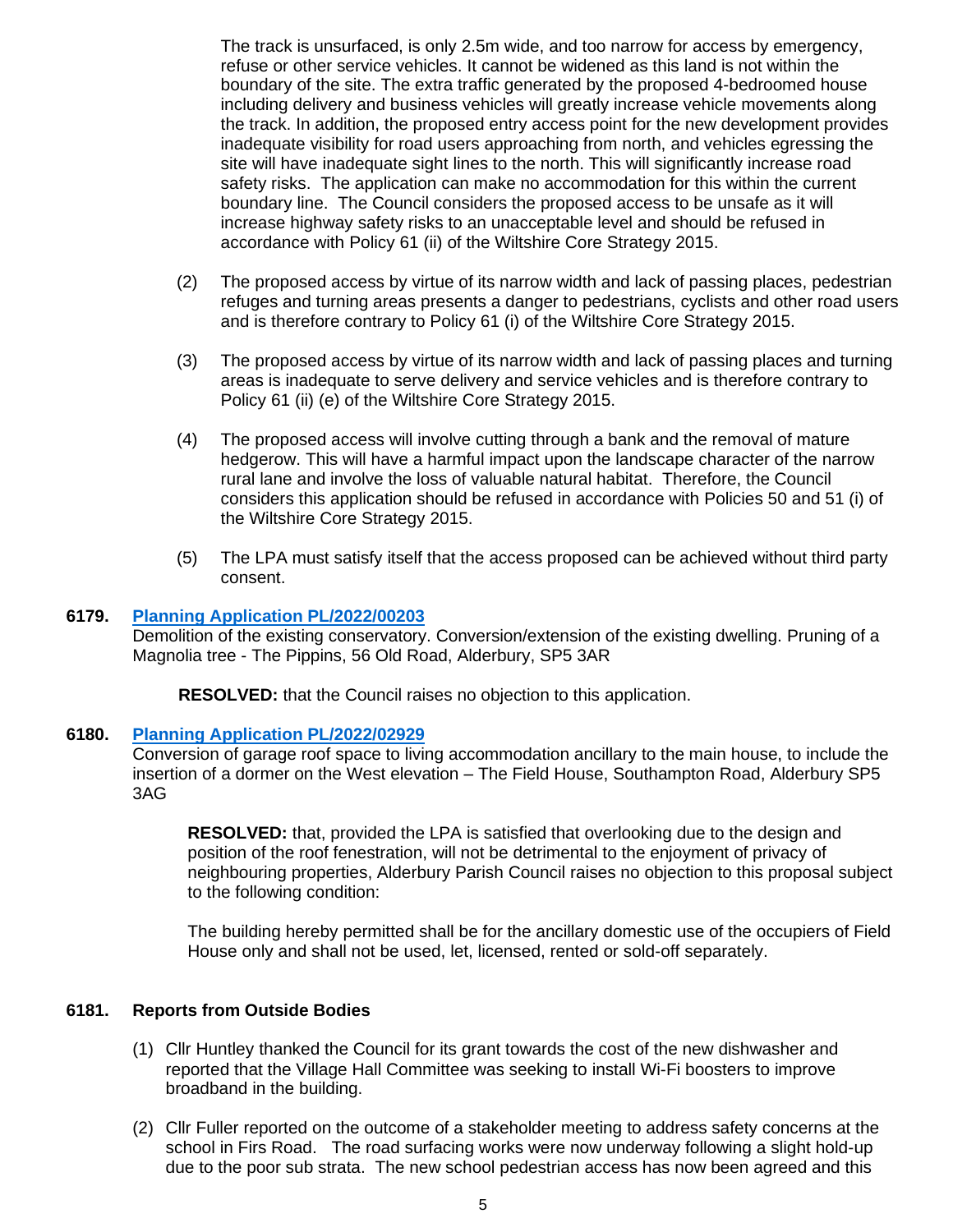The track is unsurfaced, is only 2.5m wide, and too narrow for access by emergency, refuse or other service vehicles. It cannot be widened as this land is not within the boundary of the site. The extra traffic generated by the proposed 4-bedroomed house including delivery and business vehicles will greatly increase vehicle movements along the track. In addition, the proposed entry access point for the new development provides inadequate visibility for road users approaching from north, and vehicles egressing the site will have inadequate sight lines to the north. This will significantly increase road safety risks. The application can make no accommodation for this within the current boundary line. The Council considers the proposed access to be unsafe as it will increase highway safety risks to an unacceptable level and should be refused in accordance with Policy 61 (ii) of the Wiltshire Core Strategy 2015.

(2) The proposed access by virtue of its narrow width and lack of passing places, pedestrian refuges and turning areas presents a danger to pedestrians, cyclists and other road users and is therefore contrary to Policy 61 (i) of the Wiltshire Core Strategy 2015.

(3) The proposed access by virtue of its narrow width and lack of passing places and turning areas is inadequate to serve delivery and service vehicles and is therefore contrary to Policy 61 (ii) (e) of the Wiltshire Core Strategy 2015.

(4) The proposed access will involve cutting through a bank and the removal of mature hedgerow. This will have a harmful impact upon the landscape character of the narrow rural lane and involve the loss of valuable natural habitat. Therefore, the Council considers this application should be refused in accordance with Policies 50 and 51 (i) of the Wiltshire Core Strategy 2015.

(5) The LPA must satisfy itself that the access proposed can be achieved without third party consent.

**6179. Planning Application PL/2022/00203**

Demolition of the existing conservatory. Conversion/extension of the existing dwelling. Pruning of a Magnolia tree - The Pippins, 56 Old Road, Alderbury, SP5 3AR

**RESOLVED:** that the Council raises no objection to this application.

**6180. Planning Application PL/2022/02929**

Conversion of garage roof space to living accommodation ancillary to the main house, to include the insertion of a dormer on the West elevation – The Field House, Southampton Road, Alderbury SP5 3AG

**RESOLVED:** that, provided the LPA is satisfied that overlooking due to the design and position of the roof fenestration, will not be detrimental to the enjoyment of privacy of neighbouring properties, Alderbury Parish Council raises no objection to this proposal subject to the following condition:

The building hereby permitted shall be for the ancillary domestic use of the occupiers of Field House only and shall not be used, let, licensed, rented or sold-off separately.

**6181. Reports from Outside Bodies**

(1) Cllr Huntley thanked the Council for its grant towards the cost of the new dishwasher and reported that the Village Hall Committee was seeking to install Wi-Fi boosters to improve broadband in the building.

(2) Cllr Fuller reported on the outcome of a stakeholder meeting to address safety concerns at the school in Firs Road. The road surfacing works were now underway following a slight hold-up due to the poor sub strata. The new school pedestrian access has now been agreed and this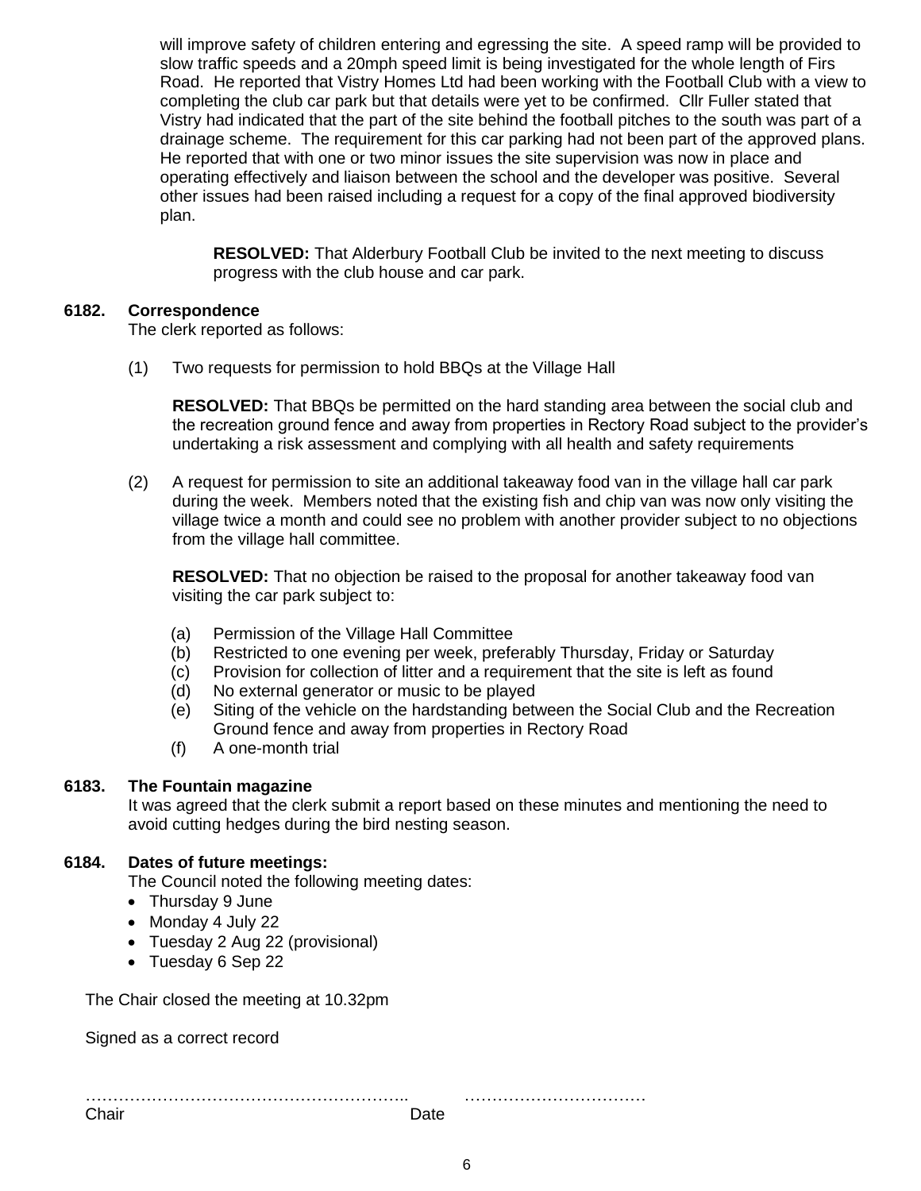will improve safety of children entering and egressing the site. A speed ramp will be provided to slow traffic speeds and a 20mph speed limit is being investigated for the whole length of Firs Road. He reported that Vistry Homes Ltd had been working with the Football Club with a view to completing the club car park but that details were yet to be confirmed. Cllr Fuller stated that Vistry had indicated that the part of the site behind the football pitches to the south was part of a drainage scheme. The requirement for this car parking had not been part of the approved plans. He reported that with one or two minor issues the site supervision was now in place and operating effectively and liaison between the school and the developer was positive. Several other issues had been raised including a request for a copy of the final approved biodiversity plan.

> **RESOLVED:** That Alderbury Football Club be invited to the next meeting to discuss progress with the club house and car park.

**6182. Correspondence**

The clerk reported as follows:

(1) Two requests for permission to hold BBQs at the Village Hall

> **RESOLVED:** That BBQs be permitted on the hard standing area between the social club and the recreation ground fence and away from properties in Rectory Road subject to the provider's undertaking a risk assessment and complying with all health and safety requirements

(2) A request for permission to site an additional takeaway food van in the village hall car park during the week. Members noted that the existing fish and chip van was now only visiting the village twice a month and could see no problem with another provider subject to no objections from the village hall committee.

> **RESOLVED:** That no objection be raised to the proposal for another takeaway food van visiting the car park subject to:
>
> (a) Permission of the Village Hall Committee
> (b) Restricted to one evening per week, preferably Thursday, Friday or Saturday
> (c) Provision for collection of litter and a requirement that the site is left as found
> (d) No external generator or music to be played
> (e) Siting of the vehicle on the hardstanding between the Social Club and the Recreation Ground fence and away from properties in Rectory Road
> (f) A one-month trial

**6183. The Fountain magazine**

It was agreed that the clerk submit a report based on these minutes and mentioning the need to avoid cutting hedges during the bird nesting season.

**6184. Dates of future meetings:**

The Council noted the following meeting dates:

- Thursday 9 June
- Monday 4 July 22
- Tuesday 2 Aug 22 (provisional)
- Tuesday 6 Sep 22

The Chair closed the meeting at 10.32pm

Signed as a correct record

………………………………………………….. ……………………………

Chair Date